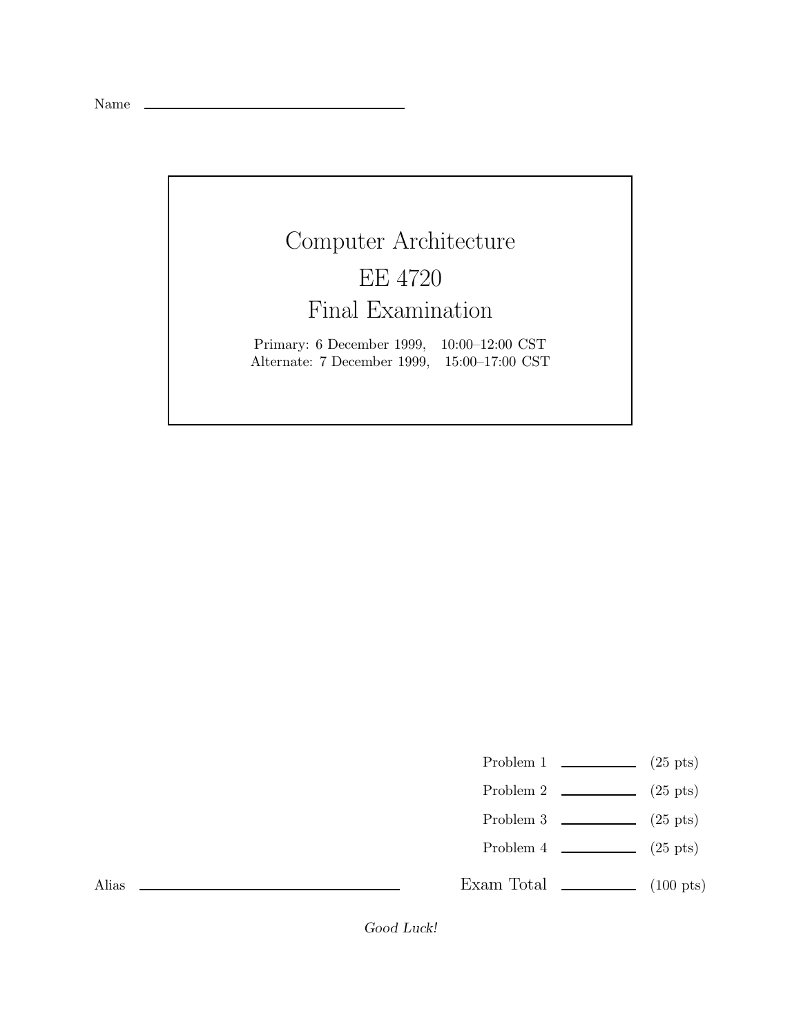Name ______________________________

# Computer Architecture

# EE 4720

# Final Examination

Primary: 6 December 1999, 10:00–12:00 CST

Alternate: 7 December 1999, 15:00–17:00 CST

| | | |
|---|---|---|
| Problem 1 | ________ | (25 pts) |
| Problem 2 | ________ | (25 pts) |
| Problem 3 | ________ | (25 pts) |
| Problem 4 | ________ | (25 pts) |
| Exam Total | ________ | (100 pts) |

Alias ______________________________

*Good Luck!*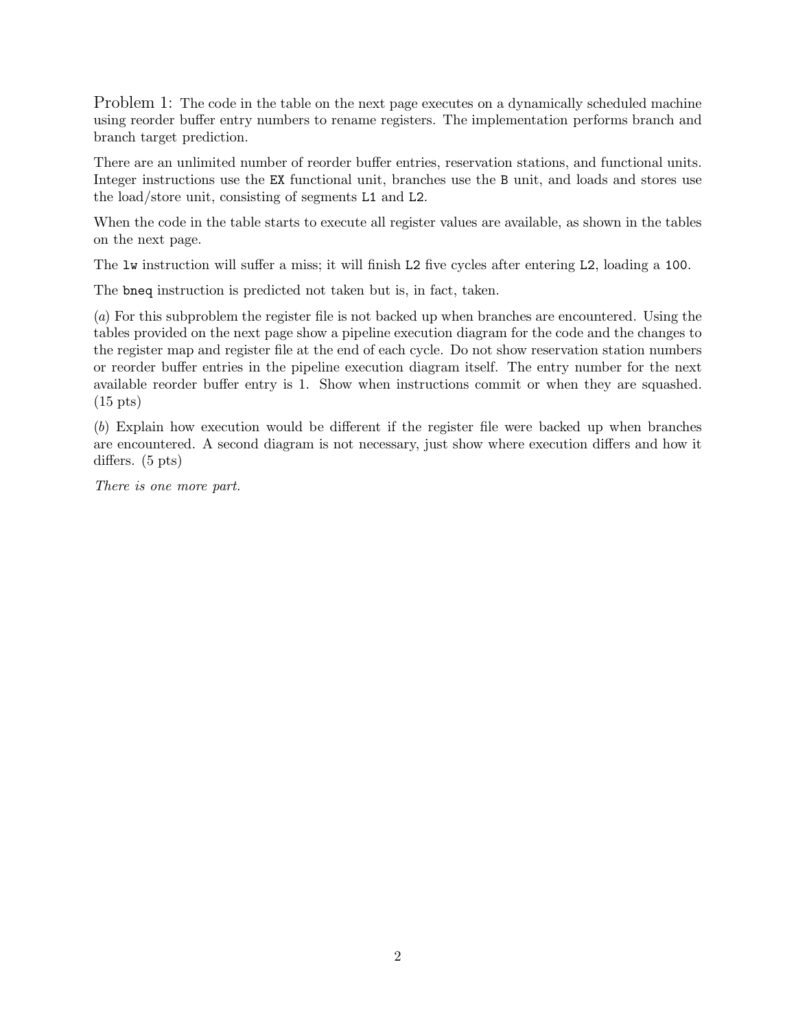Problem 1: The code in the table on the next page executes on a dynamically scheduled machine using reorder buffer entry numbers to rename registers. The implementation performs branch and branch target prediction.

There are an unlimited number of reorder buffer entries, reservation stations, and functional units. Integer instructions use the `EX` functional unit, branches use the `B` unit, and loads and stores use the load/store unit, consisting of segments `L1` and `L2`.

When the code in the table starts to execute all register values are available, as shown in the tables on the next page.

The `lw` instruction will suffer a miss; it will finish `L2` five cycles after entering `L2`, loading a `100`.

The `bneq` instruction is predicted not taken but is, in fact, taken.

(*a*) For this subproblem the register file is not backed up when branches are encountered. Using the tables provided on the next page show a pipeline execution diagram for the code and the changes to the register map and register file at the end of each cycle. Do not show reservation station numbers or reorder buffer entries in the pipeline execution diagram itself. The entry number for the next available reorder buffer entry is 1. Show when instructions commit or when they are squashed. (15 pts)

(*b*) Explain how execution would be different if the register file were backed up when branches are encountered. A second diagram is not necessary, just show where execution differs and how it differs. (5 pts)

*There is one more part.*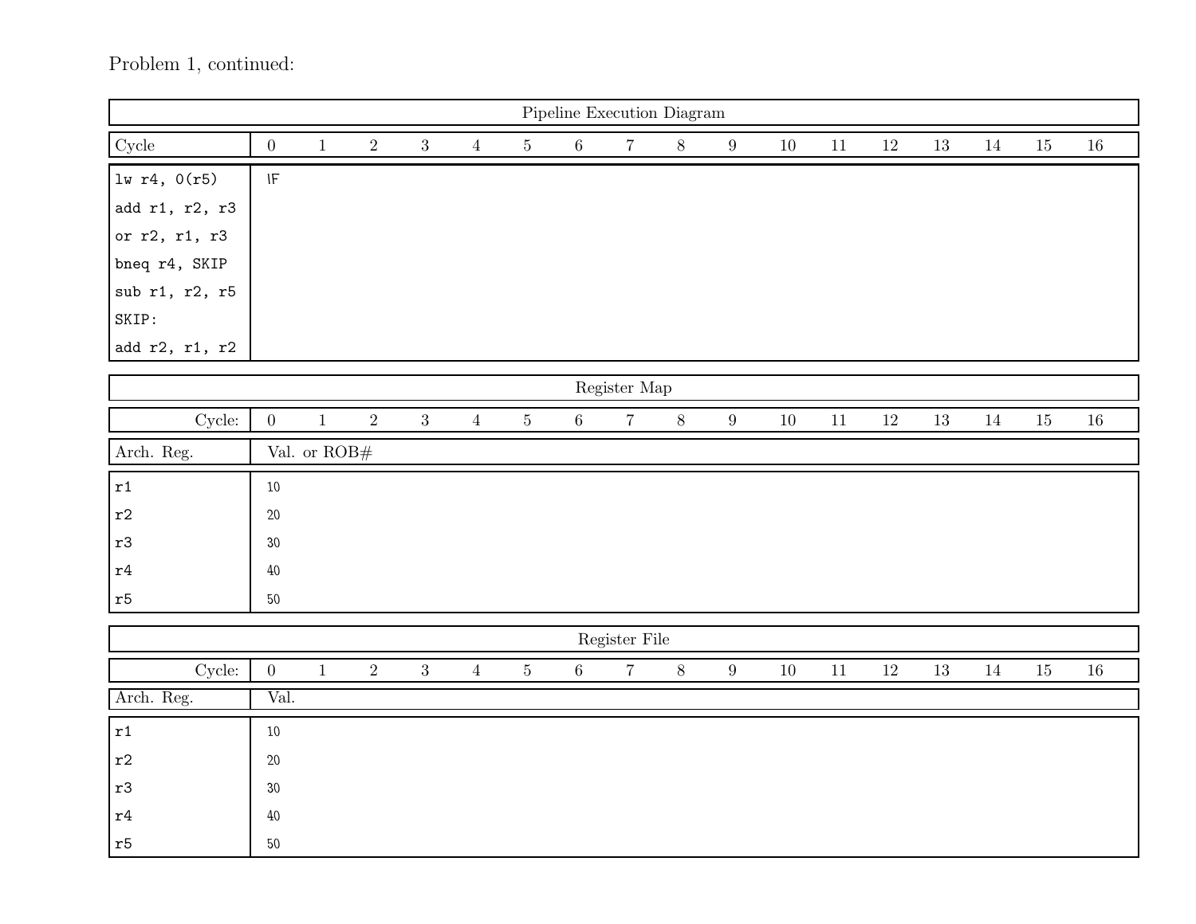Problem 1, continued:

| Pipeline Execution Diagram | | | | | | | | | | | | | | | | | |
|---|---|---|---|---|---|---|---|---|---|---|---|---|---|---|---|---|---|
| Cycle | 0 | 1 | 2 | 3 | 4 | 5 | 6 | 7 | 8 | 9 | 10 | 11 | 12 | 13 | 14 | 15 | 16 |
| `lw r4, 0(r5)` | IF | | | | | | | | | | | | | | | | |
| `add r1, r2, r3` | | | | | | | | | | | | | | | | | |
| `or r2, r1, r3` | | | | | | | | | | | | | | | | | |
| `bneq r4, SKIP` | | | | | | | | | | | | | | | | | |
| `sub r1, r2, r5` | | | | | | | | | | | | | | | | | |
| `SKIP:` | | | | | | | | | | | | | | | | | |
| `add r2, r1, r2` | | | | | | | | | | | | | | | | | |

| Register Map | | | | | | | | | | | | | | | | | |
|---|---|---|---|---|---|---|---|---|---|---|---|---|---|---|---|---|---|
| Cycle: | 0 | 1 | 2 | 3 | 4 | 5 | 6 | 7 | 8 | 9 | 10 | 11 | 12 | 13 | 14 | 15 | 16 |
| Arch. Reg. | Val. or ROB# | | | | | | | | | | | | | | | | |
| `r1` | 10 | | | | | | | | | | | | | | | | |
| `r2` | 20 | | | | | | | | | | | | | | | | |
| `r3` | 30 | | | | | | | | | | | | | | | | |
| `r4` | 40 | | | | | | | | | | | | | | | | |
| `r5` | 50 | | | | | | | | | | | | | | | | |

| Register File | | | | | | | | | | | | | | | | | |
|---|---|---|---|---|---|---|---|---|---|---|---|---|---|---|---|---|---|
| Cycle: | 0 | 1 | 2 | 3 | 4 | 5 | 6 | 7 | 8 | 9 | 10 | 11 | 12 | 13 | 14 | 15 | 16 |
| Arch. Reg. | Val. | | | | | | | | | | | | | | | | |
| `r1` | 10 | | | | | | | | | | | | | | | | |
| `r2` | 20 | | | | | | | | | | | | | | | | |
| `r3` | 30 | | | | | | | | | | | | | | | | |
| `r4` | 40 | | | | | | | | | | | | | | | | |
| `r5` | 50 | | | | | | | | | | | | | | | | |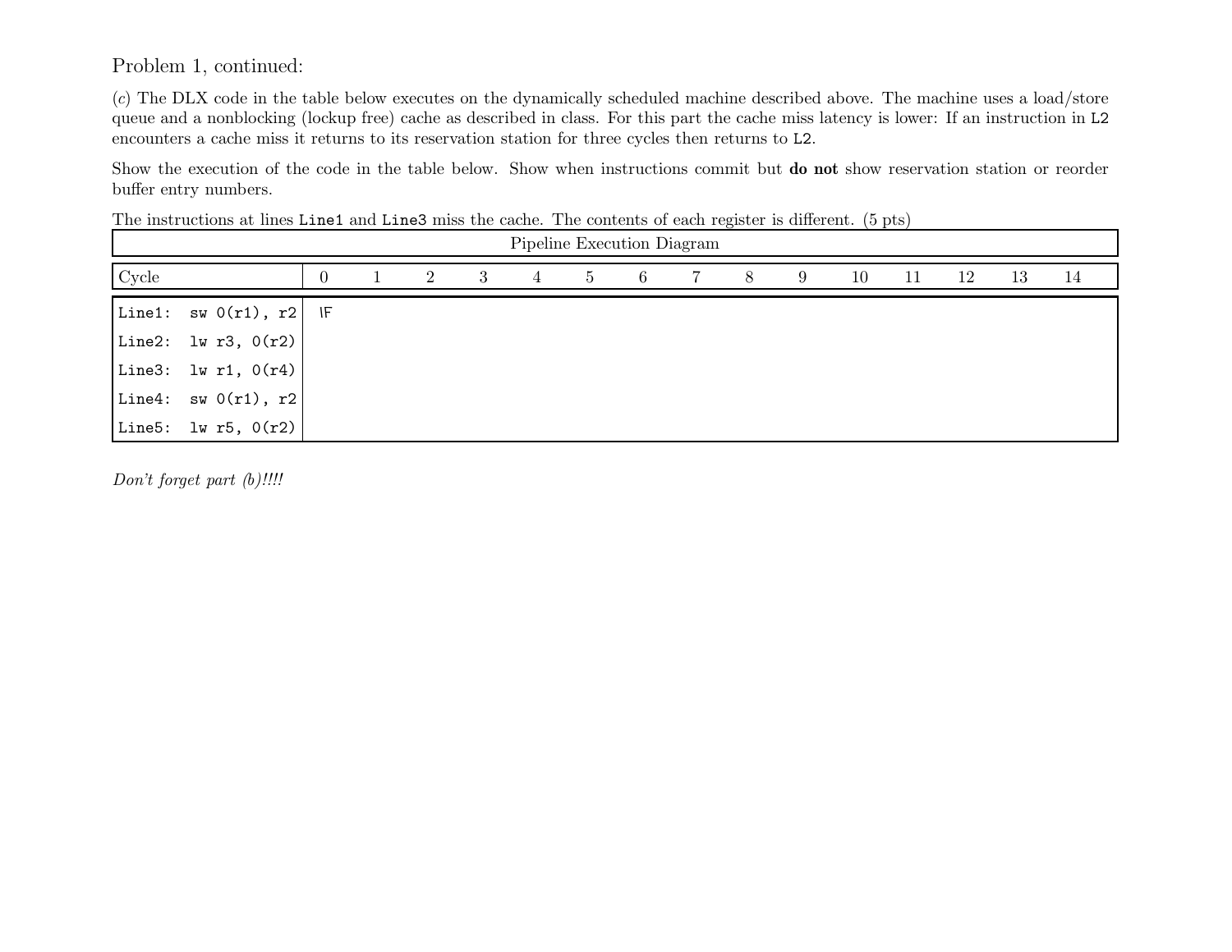Problem 1, continued:

(*c*) The DLX code in the table below executes on the dynamically scheduled machine described above. The machine uses a load/store queue and a nonblocking (lockup free) cache as described in class. For this part the cache miss latency is lower: If an instruction in `L2` encounters a cache miss it returns to its reservation station for three cycles then returns to `L2`.

Show the execution of the code in the table below. Show when instructions commit but **do not** show reservation station or reorder buffer entry numbers.

The instructions at lines `Line1` and `Line3` miss the cache. The contents of each register is different. (5 pts)

| Pipeline Execution Diagram | | | | | | | | | | | | | | | |
|---|---|---|---|---|---|---|---|---|---|---|---|---|---|---|---|
| Cycle | 0 | 1 | 2 | 3 | 4 | 5 | 6 | 7 | 8 | 9 | 10 | 11 | 12 | 13 | 14 |
| `Line1: sw 0(r1), r2` | IF | | | | | | | | | | | | | | |
| `Line2: lw r3, 0(r2)` | | | | | | | | | | | | | | | |
| `Line3: lw r1, 0(r4)` | | | | | | | | | | | | | | | |
| `Line4: sw 0(r1), r2` | | | | | | | | | | | | | | | |
| `Line5: lw r5, 0(r2)` | | | | | | | | | | | | | | | |

*Don't forget part (b)!!!!*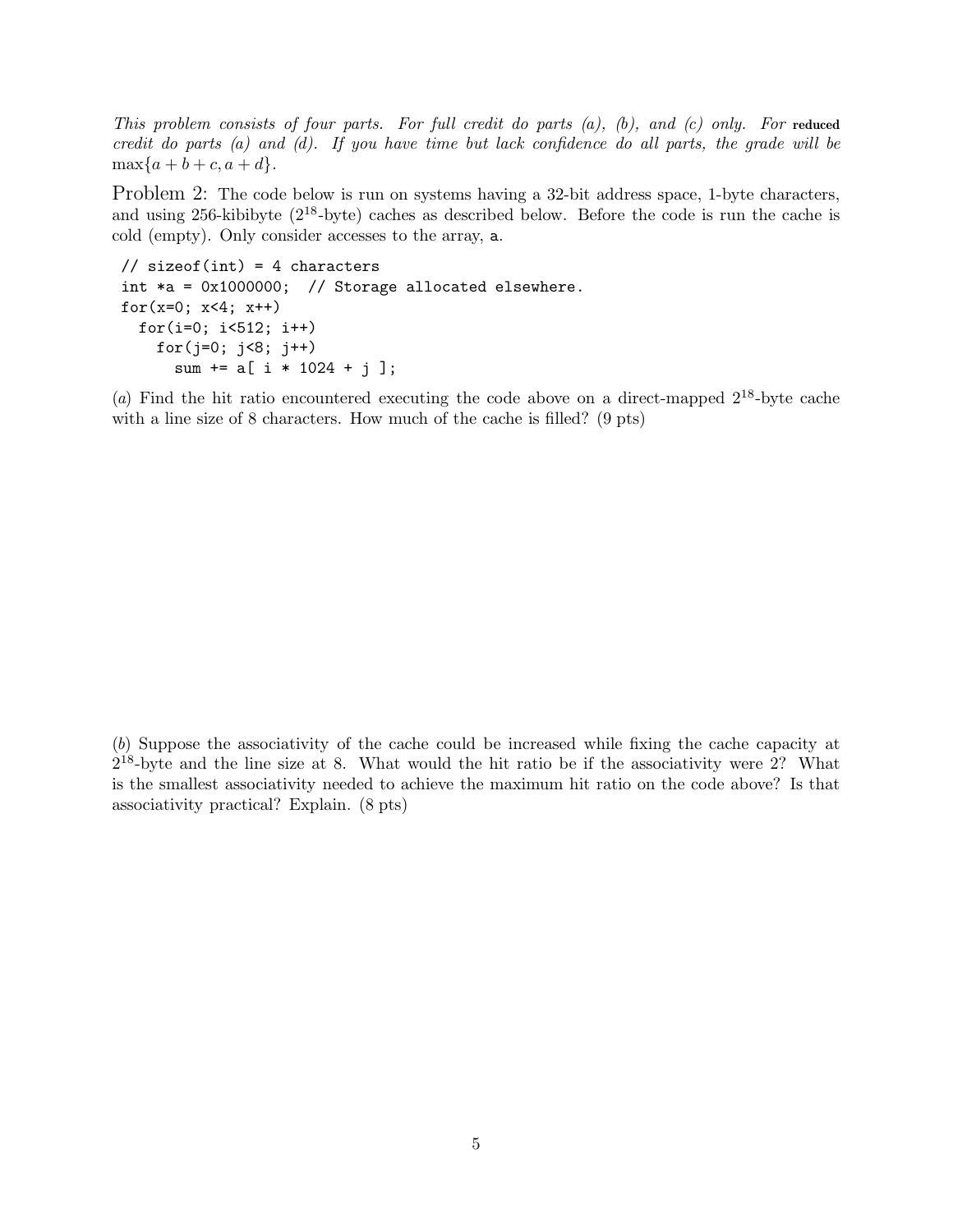*This problem consists of four parts. For full credit do parts (a), (b), and (c) only. For* **reduced** *credit do parts (a) and (d). If you have time but lack confidence do all parts, the grade will be* $\max\{a+b+c, a+d\}$.

Problem 2: The code below is run on systems having a 32-bit address space, 1-byte characters, and using 256-kibibyte ($2^{18}$-byte) caches as described below. Before the code is run the cache is cold (empty). Only consider accesses to the array, `a`.

```
// sizeof(int) = 4 characters
int *a = 0x1000000;  // Storage allocated elsewhere.
for(x=0; x<4; x++)
  for(i=0; i<512; i++)
    for(j=0; j<8; j++)
      sum += a[ i * 1024 + j ];
```

(*a*) Find the hit ratio encountered executing the code above on a direct-mapped $2^{18}$-byte cache with a line size of 8 characters. How much of the cache is filled? (9 pts)

(*b*) Suppose the associativity of the cache could be increased while fixing the cache capacity at $2^{18}$-byte and the line size at 8. What would the hit ratio be if the associativity were 2? What is the smallest associativity needed to achieve the maximum hit ratio on the code above? Is that associativity practical? Explain. (8 pts)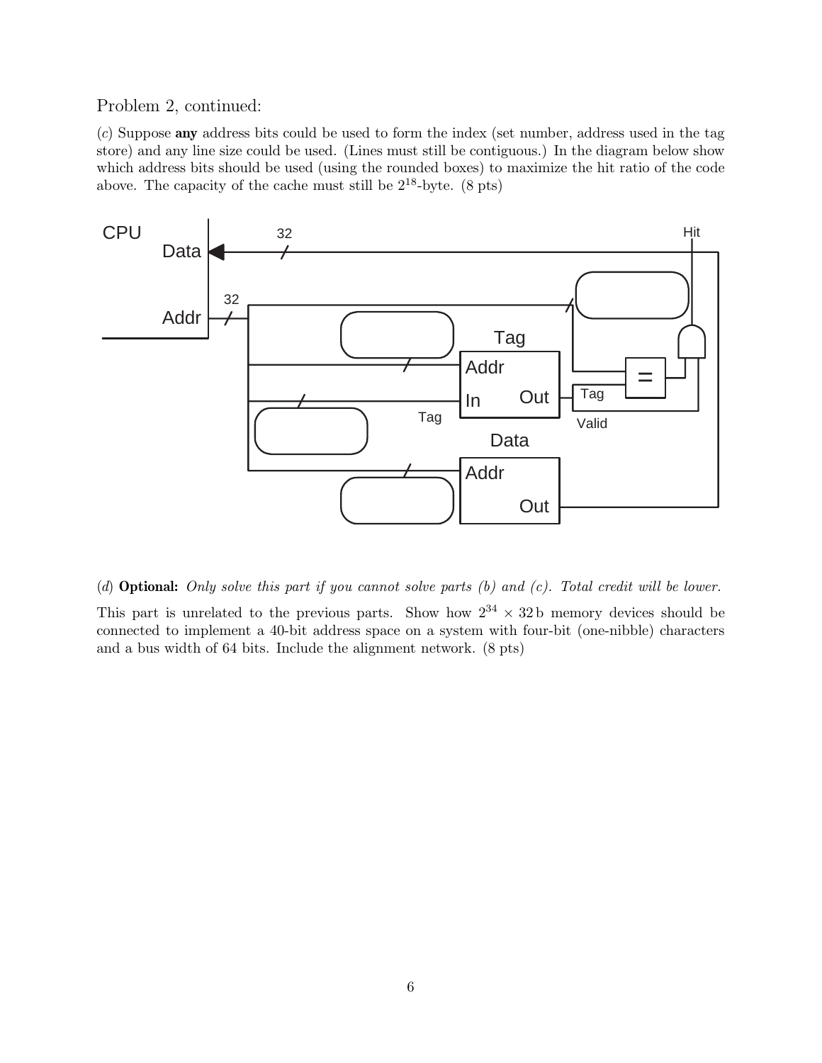Problem 2, continued:

(*c*) Suppose **any** address bits could be used to form the index (set number, address used in the tag store) and any line size could be used. (Lines must still be contiguous.) In the diagram below show which address bits should be used (using the rounded boxes) to maximize the hit ratio of the code above. The capacity of the cache must still be $2^{18}$-byte. (8 pts)

(*d*) **Optional:** *Only solve this part if you cannot solve parts (b) and (c). Total credit will be lower.*

This part is unrelated to the previous parts. Show how $2^{34} \times 32\,\text{b}$ memory devices should be connected to implement a 40-bit address space on a system with four-bit (one-nibble) characters and a bus width of 64 bits. Include the alignment network. (8 pts)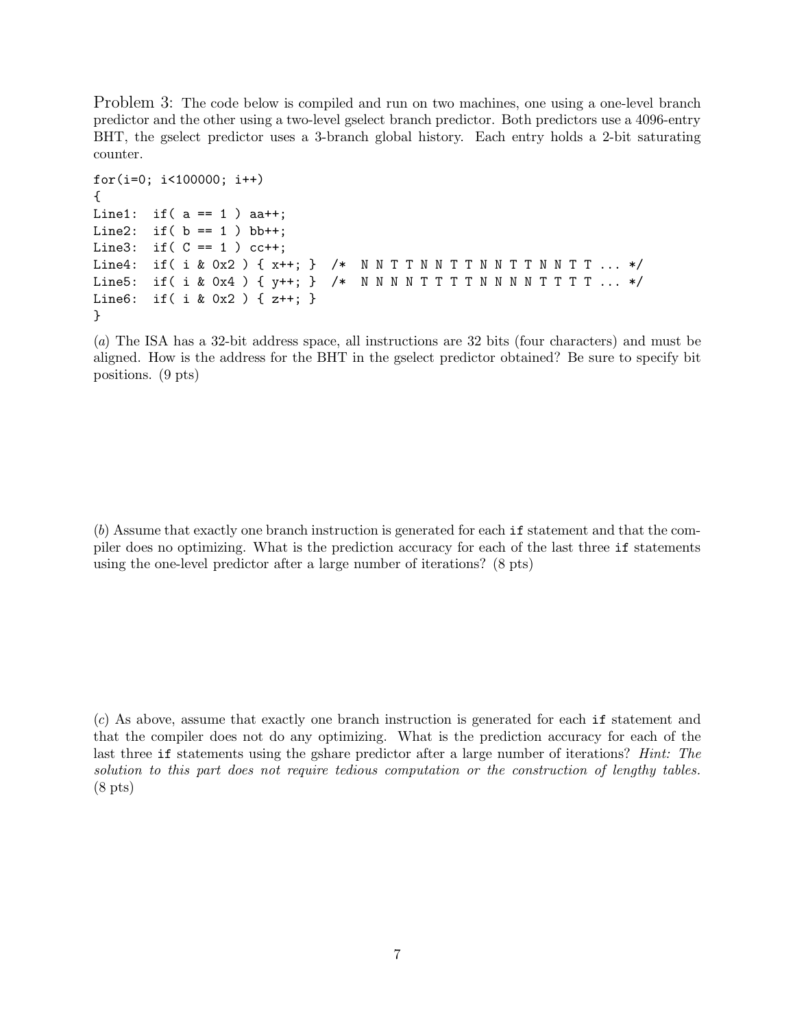Problem 3: The code below is compiled and run on two machines, one using a one-level branch predictor and the other using a two-level gselect branch predictor. Both predictors use a 4096-entry BHT, the gselect predictor uses a 3-branch global history. Each entry holds a 2-bit saturating counter.

```
for(i=0; i<100000; i++)
{
Line1:  if( a == 1 ) aa++;
Line2:  if( b == 1 ) bb++;
Line3:  if( C == 1 ) cc++;
Line4:  if( i & 0x2 ) { x++; }  /*  N N T T N N T T N N T T N N T T ... */
Line5:  if( i & 0x4 ) { y++; }  /*  N N N N T T T T N N N N T T T T ... */
Line6:  if( i & 0x2 ) { z++; }
}
```

(*a*) The ISA has a 32-bit address space, all instructions are 32 bits (four characters) and must be aligned. How is the address for the BHT in the gselect predictor obtained? Be sure to specify bit positions. (9 pts)

(*b*) Assume that exactly one branch instruction is generated for each `if` statement and that the compiler does no optimizing. What is the prediction accuracy for each of the last three `if` statements using the one-level predictor after a large number of iterations? (8 pts)

(*c*) As above, assume that exactly one branch instruction is generated for each `if` statement and that the compiler does not do any optimizing. What is the prediction accuracy for each of the last three `if` statements using the gshare predictor after a large number of iterations? *Hint: The solution to this part does not require tedious computation or the construction of lengthy tables.* (8 pts)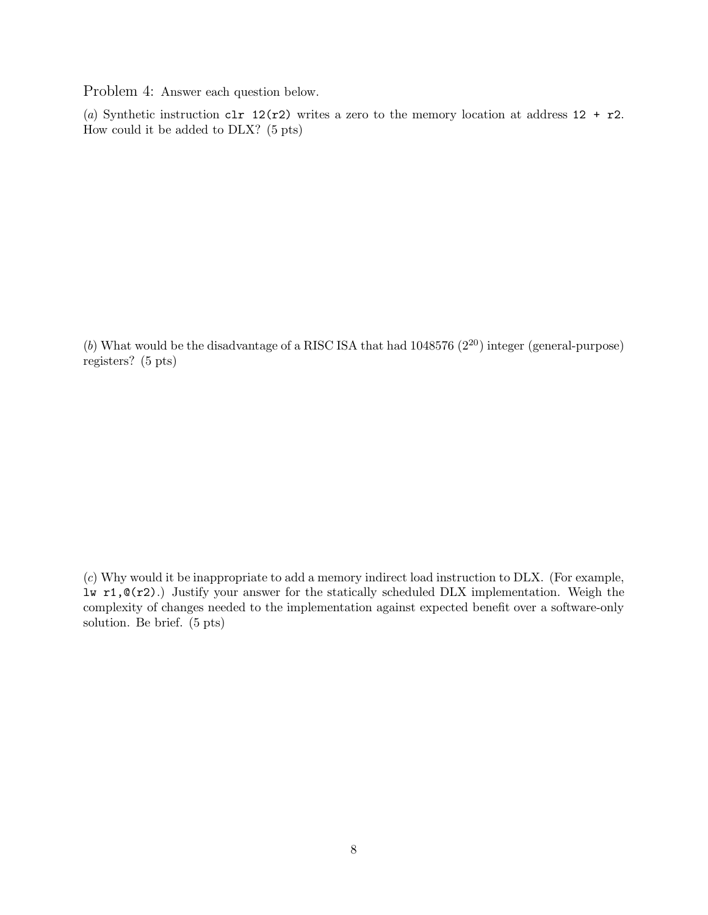Problem 4: Answer each question below.

(*a*) Synthetic instruction `clr 12(r2)` writes a zero to the memory location at address `12 + r2`. How could it be added to DLX? (5 pts)

(*b*) What would be the disadvantage of a RISC ISA that had 1048576 ($2^{20}$) integer (general-purpose) registers? (5 pts)

(*c*) Why would it be inappropriate to add a memory indirect load instruction to DLX. (For example, `lw r1,@(r2)`.) Justify your answer for the statically scheduled DLX implementation. Weigh the complexity of changes needed to the implementation against expected benefit over a software-only solution. Be brief. (5 pts)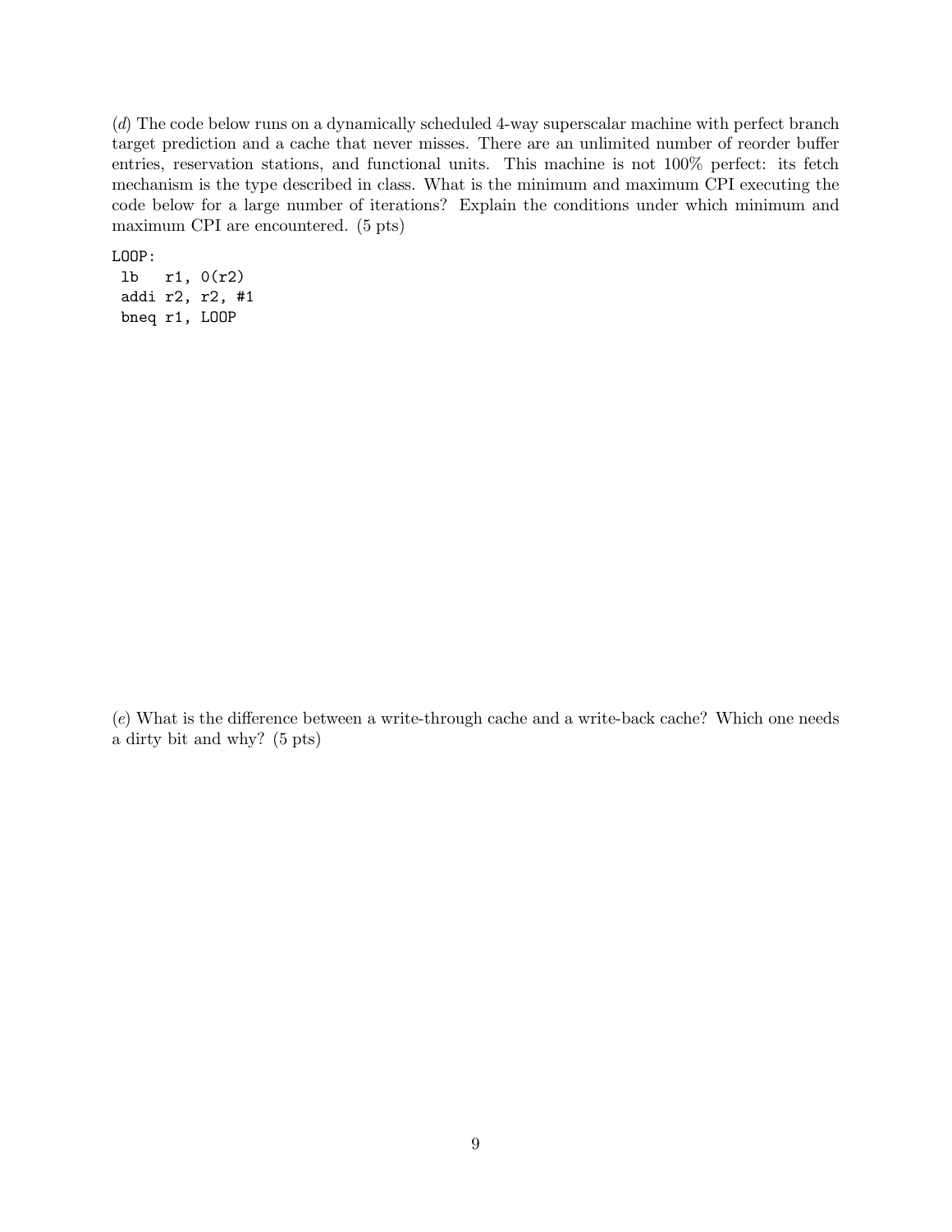(*d*) The code below runs on a dynamically scheduled 4-way superscalar machine with perfect branch target prediction and a cache that never misses. There are an unlimited number of reorder buffer entries, reservation stations, and functional units. This machine is not 100% perfect: its fetch mechanism is the type described in class. What is the minimum and maximum CPI executing the code below for a large number of iterations? Explain the conditions under which minimum and maximum CPI are encountered. (5 pts)

```
LOOP:
 lb   r1, 0(r2)
 addi r2, r2, #1
 bneq r1, LOOP
```

(*e*) What is the difference between a write-through cache and a write-back cache? Which one needs a dirty bit and why? (5 pts)